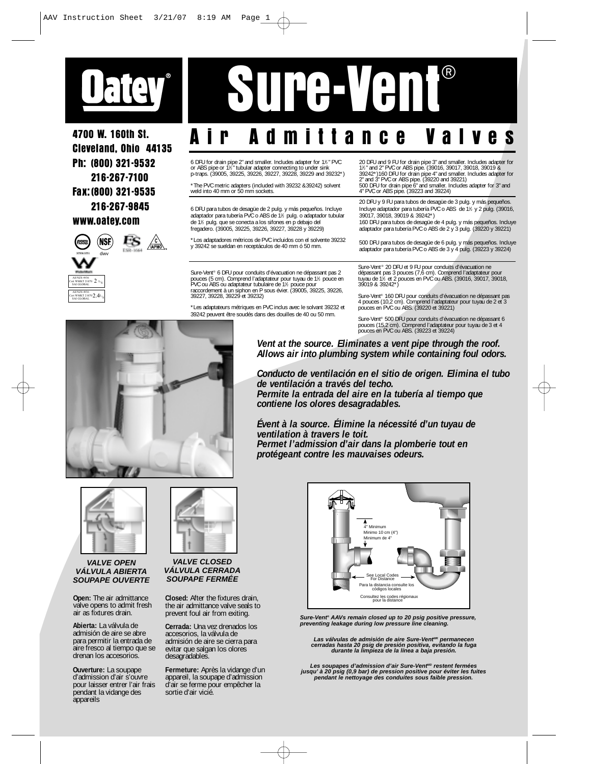# Oatey® Sure-Vent®

## Air Admittance Valves

4700 W. 160th St.
Cleveland, Ohio 44135
Ph: (800) 321-9532
216-267-7100
Fax: (800) 321-9535
216-267-9845
www.oatey.com

6 DFU for drain pipe 2" and smaller. Includes adapter for 1½" PVC or ABS pipe or 1½" tubular adapter connecting to under sink p-traps. (39005, 39225, 39226, 39227, 39228, 39229 and 39232*)

*The PVC metric adapters (included with 39232 &39242) solvent weld into 40 mm or 50 mm sockets.

20 DFU and 9 FU for drain pipe 3" and smaller. Includes adapter for 1½" and 2" PVC or ABS pipe. (39016, 39017, 39018, 39019 & 39242*)160 DFU for drain pipe 4" and smaller. Includes adapter for 2" and 3" PVC or ABS pipe. (39220 and 39221)
500 DFU for drain pipe 6" and smaller. Includes adapter for 3" and 4" PVC or ABS pipe. (39223 and 39224)

6 DFU para tubos de desagüe de 2 pulg. y más pequeños. Incluye adaptador para tubería PVC o ABS de 1½ pulg. o adaptador tubular de 1½ pulg. que se conecta a los sifones en p debajo del fregadero. (39005, 39225, 39226, 39227, 39228 y 39229)

*Los adaptadores métricos de PVC incluidos con el solvente 39232 y 39242 se sueldan en receptáculos de 40 mm ó 50 mm.

20 DFU y 9 FU para tubos de desagüe de 3 pulg. y más pequeños. Incluye adaptador para tubería PVC o ABS de 1½ y 2 pulg. (39016, 39017, 39018, 39019 & 39242*)
160 DFU para tubos de desagüe de 4 pulg. y más pequeños. Incluye adaptador para tubería PVC o ABS de 2 y 3 pulg. (39220 y 39221)

500 DFU para tubos de desagüe de 6 pulg. y más pequeños. Incluye adaptador para tubería PVC o ABS de 3 y 4 pulg. (39223 y 39224)

Sure-Vent® 6 DFU pour conduits d'évacuation ne dépassant pas 2 pouces (5 cm). Comprend l'adaptateur pour tuyau de 1½ pouce en PVC ou ABS ou adaptateur tubulaire de 1½ pouce pour raccordement à un siphon en P sous évier. (39005, 39225, 39226, 39227, 39228, 39229 et 39232)

*Les adaptateurs métriques en PVC inclus avec le solvant 39232 et 39242 peuvent être soudés dans des douilles de 40 ou 50 mm.

Sure-Vent® 20 DFU et 9 FU pour conduits d'évacuation ne dépassant pas 3 pouces (7,6 cm). Comprend l'adaptateur pour tuyau de 1½ et 2 pouces en PVC ou ABS. (39016, 39017, 39018, 39019 & 39242*)

Sure-Vent® 160 DFU pour conduits d'évacuation ne dépassant pas 4 pouces (10,2 cm). Comprend l'adaptateur pour tuyau de 2 et 3 pouces en PVC ou ABS. (39220 et 39221)

Sure-Vent® 500 DFU pour conduits d'évacuation ne dépassant 6 pouces (15,2 cm). Comprend l'adaptateur pour tuyau de 3 et 4 pouces en PVC ou ABS. (39223 et 39224)

***Vent at the source. Eliminates a vent pipe through the roof. Allows air into plumbing system while containing foul odors.***

***Conducto de ventilación en el sitio de origen. Elimina el tubo de ventilación a través del techo. Permite la entrada del aire en la tubería al tiempo que contiene los olores desagradables.***

***Évent à la source. Élimine la nécessité d'un tuyau de ventilation à travers le toit. Permet l'admission d'air dans la plomberie tout en protégeant contre les mauvaises odeurs.***

***VALVE OPEN / VÁLVULA ABIERTA / SOUPAPE OUVERTE***

**Open:** The air admittance valve opens to admit fresh air as fixtures drain.

**Abierta:** La válvula de admisión de aire se abre para permitir la entrada de aire fresco al tiempo que se drenan los accesorios.

**Ouverture:** La soupape d'admission d'air s'ouvre pour laisser entrer l'air frais pendant la vidange des appareils

***VALVE CLOSED / VÁLVULA CERRADA / SOUPAPE FERMÉE***

**Closed:** After the fixtures drain, the air admittance valve seals to prevent foul air from exiting.

**Cerrada:** Una vez drenados los accesorios, la válvula de admisión de aire se cierra para evitar que salgan los olores desagradables.

**Fermeture:** Après la vidange d'un appareil, la soupape d'admission d'air se ferme pour empêcher la sortie d'air vicié.

4" Minimum / Mínimo 10 cm (4") / Minimum de 4"

See Local Codes For Distance / Para la distancia consulte los códigos locales / Consultez les codes régionaux pour la distance

***Sure-Vent® AAVs remain closed up to 20 psig positive pressure, preventing leakage during low pressure line cleaning.***

***Las válvulas de admisión de aire Sure-Vent™ permanecen cerradas hasta 20 psig de presión positiva, evitando la fuga durante la limpieza de la línea a baja presión.***

***Les soupapes d'admission d'air Sure-Vent™ restent fermées jusqu' à 20 psig (0,9 bar) de pression positive pour éviter les fuites pendant le nettoyage des conduites sous faible pression.***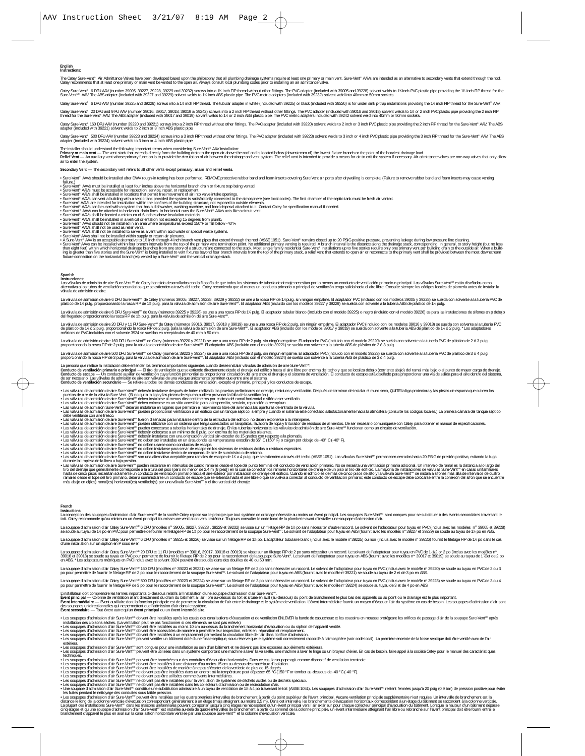## English

### Instructions:

The Oatey Sure-Vent® Air Admittance Valves have been developed based upon the philosophy that all plumbing drainage systems require at least one primary or main vent. Sure-Vent® AAVs are intended as an alternative to secondary vents that extend through the roof. Oatey recommends that at least one primary or main vent be vented to the open air. Always consult local plumbing codes prior to installing an air admittance valve.

Oatey Sure-Vent® 6 DFU AAV (number 39005, 39227, 39228, 39229 and 39232) screws into a 1½ inch FIP thread without other fittings. The PVC adapter (included with 39005 and 39228) solvent welds to 1½ inch PVC plastic pipe providing the 1½ inch FIP thread for the Sure-Vent® AAV. The ABS adapter (included with 39227 and 39229) solvent welds to 1½ inch ABS plastic pipe. The PVC metric adapters (included with 39232) solvent weld into 40mm or 50mm sockets.

Oatey Sure-Vent® 6 DFU AAV (number 39225 and 39226) screws into a 1½ inch FIP thread. The tubular adapter in white (included with 39225) or black (included with 39226) is for under sink p-trap installations providing the 1½ inch FIP thread for the Sure-Vent® AAV.

Oatey Sure-Vent® 20 DFU and 9 FU AAV (number 39016, 39017, 39018, 39019 & 39242) screws into a 2 inch FIP thread without other fittings. The PVC adapter (included with 39016 and 39018) solvent welds to 1½ or 2 inch PVC plastic pipe providing the 2 inch FIP thread for the Sure-Vent® AAV. The ABS adapter (included with 39017 and 39019) solvent welds to 1½ or 2 inch ABS plastic pipe. The PVC metric adapters (included with 39242 solvent weld into 40mm or 50mm sockets.

Oatey Sure-Vent® 160 DFU AAV (number 39220 and 39221) screws into a 2 inch FIP thread without other fittings. The PVC adapter (included with 39220) solvent welds to 2 inch or 3 inch PVC plastic pipe providing the 2 inch FIP thread for the Sure-Vent® AAV. The ABS adapter (included with 39221) solvent welds to 2 inch or 3 inch ABS plastic pipe.

Oatey Sure-Vent® 500 DFU AAV (number 39223 and 39224) screws into a 3 inch FIP thread without other fittings. The PVC adapter (included with 39223) solvent welds to 3 inch or 4 inch PVC plastic pipe providing the 3 inch FIP thread for the Sure-Vent® AAV. The ABS adapter (included with 39224) solvent welds to 3 inch or 4 inch ABS plastic pipe.

The installer should understand the following important terms when considering Sure-Vent® AAV installation:
**Primary or main vent** — The vent stack that extends directly form the building drain to the open air above the roof and is located below (downstream of) the lowest fixture branch or the point of the heaviest drainage load.
**Relief Vent** — An auxiliary vent whose primary function is to provide the circulation of air between the drainage and vent system. The relief vent is intended to provide a means for air to exit the system if necessary. Air admittance valves are one-way valves that only allow air to enter the system.

**Secondary Vent** — The secondary vent refers to all other vents except **primary**, **main** and **relief vents**.

- Sure-Vent® AAVs should be installed after DWV rough-in testing has been performed. REMOVE protective rubber band and foam inserts covering Sure Vent air ports after drywalling is complete. (Failure to remove rubber band and foam inserts may cause venting failure.)
- Sure-Vent® AAVs must be installed at least four inches above the horizontal branch drain or fixture trap being vented.
- Sure-Vent® AAVs must be accessible for inspection, service, repair, or replacement.
- Sure-Vent® AAVs shall be installed in locations that permit free movement of air into valve intake openings.
- Sure-Vent® AAVs can vent a building with a septic tank provided the system is satisfactorily connected to the atmosphere (see local codes). The first chamber of the septic tank must be fresh air vented.
- Sure-Vent® AAVs are intended for installation within the confines of the building structure, not exposed to outside elements.
- Sure-Vent® AAVs can be used with a system that has a dishwasher, washing machine, and food disposal attached to it. Contact Oatey for specification manual if needed.
- Sure-Vent® AAVs can be attached to horizontal drain lines. In horizontal runs the Sure-Vent® AAVs acts like a circuit vent.
- Sure-Vent® AAVs shall be located a minimum of 6 inches above insulation materials.
- Sure-Vent® AAVs shall be installed in a vertical orientation not exceeding 15 degrees from plumb.
- Sure-Vent® AAVs should not be installed in an area where temperatures exceed 150°F or fall below -40°F.
- Sure-Vent® AAVs shall not be used as relief vents.
- Sure-Vent® AAVs shall not be installed to serve as a vent within acid waste or special waste systems.
- Sure-Vent® AAVs shall not be installed within supply or return air plenums.
- A Sure-Vent® AAV is an acceptable alternative to 1½ inch through 4 inch branch vent pipes that extend through the roof (ASSE 1051). Sure-Vent® remains closed up to 20 PSIG positive pressure, preventing leakage during low pressure line cleaning.
- Sure-Vent® AAVs can be installed within four branch intervals from the top of the primary vent termination point. No additional primary venting is required. A branch interval is the distance along the drainage stack, corresponding, in general, to story height (but no less than eight feet) within which horizontal drainage branches from one story of a structure are connected to the stack. Most single family residential Sure-Vent® installations up to five stories require only one primary vent per building drain to the outside air. When a building is greater than five stories and the Sure-Vent® is being installed to vent fixtures beyond four branch intervals from the top of the primary stack, a relief vent that extends to open air or reconnects to the primary vent shall be provided between the most downstream fixture connection on the horizontal branch(es) vented by a Sure-Vent® and the vertical drainage stack.

## Spanish

### Instrucciones:

Las válvulas de admisión de aire Sure-Vent™ de Oatey han sido desarrolladas con la filosofía de que todos los sistemas de tubería de drenaje necesitan por lo menos un conducto de ventilación primario o principal. Las válvulas Sure-Vent™ están diseñadas como alternativa a los tubos de ventilación secundarios que se extienden a través del techo. Oatey recomienda que al menos un conducto primario o principal de ventilación tenga salida hacia el aire libre. Consulte siempre los códigos locales de plomería antes de instalar la válvula de admisión de aire.

La válvula de admisión de aire 6 DFU Sure-Vent™ de Oatey (números 39005, 39227, 39228, 39229 y 39232) se une a la rosca FIP de 1½ pulg. sin ningún empalme. El adaptador PVC (incluido con los modelos 39005 y 39228) se suelda con solvente a la tubería PVC de plástico de 1½ pulg. proporcionando la rosca FIP de 1½ pulg. para la válvula de admisión de aire Sure-Vent™. El adaptador ABS (incluido con los modelos 39227 y 39229) se suelda con solvente a la tubería ABS de plástico de 1½ pulg.

La válvula de admisión de aire 6 DFU Sure-Vent™ de Oatey (números 39225 y 39226) se une a una rosca FIP de 1½ pulg. El adaptador tubular blanco (incluido con el modelo 39225) o negro (incluido con el modelo 39226) es para las instalaciones de sifones en p debajo del fregadero proporcionando la rosca FIP de 1½ pulg. para la válvula de admisión de aire Sure-Vent™.

La válvula de admisión de aire 20 DFU y 11 FU Sure-Vent™ de Oatey (números 39016, 39017, 39018 y 39019) se une a una rosca FIP de 2 pulg. sin ningún empalme. El adaptador PVC (incluido con los modelos 39016 y 39018) se suelda con solvente a la tubería PVC de plástico de 1½ ó 2 pulg. proporcionando la rosca FIP de 2 pulg. para la válvula de admisión de aire Sure-Vent™. El adaptador ABS (incluido con los modelos 39017 y 39019) se suelda con solvente a la tubería ABS de plástico de 1½ ó 2 pulg. * Los adaptadores métricos de PVC incluidos con el solvente 3924 se suelda en receptáculos de 40 mm ó 50 mm.

La válvula de admisión de aire 160 DFU Sure-Vent™ de Oatey (números 39220 y 39221) se une a una rosca FIP de 2 pulg. sin ningún empalme. El adaptador PVC (incluido con el modelo 39220) se suelda con solvente a la tubería PVC de plástico de 2 ó 3 pulg. proporcionando la rosca FIP de 2 pulg. para la válvula de admisión de aire Sure-Vent™. El adaptador ABS (incluido con el modelo 39221) se suelda con solvente a la tubería ABS de plástico de 2 ó 3 pulg.

La válvula de admisión de aire 500 DFU Sure-Vent™ de Oatey (números 39223 y 39224) se une a una rosca FIP de 3 pulg. sin ningún empalme. El adaptador PVC (incluido con el modelo 39223) se suelda con solvente a la tubería PVC de plástico de 3 ó 4 pulg. proporcionando la rosca FIP de 3 pulg. para la válvula de admisión de aire Sure-Vent™. El adaptador ABS (incluido con el modelo 39224) se suelda con solvente a la tubería ABS de plástico de 3 ó 4 pulg.

La persona que realice la instalación debe entender los términos importantes siguientes cuando desee instalar válvulas de admisión de aire Sure-Vent™.
**Conducto de ventilación primario o principal** — El tiro de ventilación que se extiende directamente desde el drenaje del edificio hasta el aire libre por encima del techo y que se localiza debajo (corriente abajo) del ramal más bajo o el punto de mayor carga de drenaje.
**Conducto de escape** — Un conducto auxiliar de ventilación cuya función primordial es proporcionar circulación del aire entre el drenaje y el sistema de ventilación. El conducto de escape está diseñado para proporcionar una vía de salida para el aire dentro del sistema, de ser necesario. Las válvulas de admisión de aire son válvulas de una vía que únicamente permiten que entre aire al sistema.
**Conducto de ventilación secundario** — Se refiere a todos los demás conductos de ventilación, excepto el primario, principal y los conductos de escape.

- Las válvulas de admisión de aire Sure-Vent™ deberán instalarse después de haber realizado las pruebas preliminares de drenaje, residuos y ventilación. Después de terminar de instalar el muro seco, QUITE la liga protectora y las piezas de espuma que cubren los puertos de aire de la válvula Sure Vent. (Si no quita la liga y las piezas de espuma pudiera provocar la falla de la ventilación.)
- Las válvulas de admisión de aire Sure-Vent™ deben instalarse al menos diez centímetros por encima del ramal horizontal o sifón a ser ventilado.
- Las válvulas de admisión de aire Sure-Vent™ deben colocarse en un sitio accesible para la inspección, servicio, reparación o reemplazo.
- Las válvulas de admisión de aire Sure-Vent™ deberán instalarse en lugares que permitan el movimiento libre del aire hacia las aperturas de entrada de la válvula.
- Las válvulas de admisión de aire Sure-Vent™ pueden proporcionar ventilación a un edificio con un tanque séptico, siempre y cuando el sistema esté conectado satisfactoriamente hacia la atmósfera (consulte los códigos locales.) La primera cámara del tanque séptico debe ventilarse con aire fresco.
- Las válvulas de admisión de aire Sure-Vent™ fueron diseñadas para instalarse dentro de la estructura del edificio, no deben exponerse a la intemperie.
- Las válvulas de admisión de aire Sure-Vent™ pueden utilizarse con un sistema que tenga conectados un lavaplatos, lavadora de ropa y triturador de residuos de alimentos. De ser necesario comuníquese con Oatey para obtener el manual de especificaciones.
- Las válvulas de admisión de aire Sure-Vent™ pueden conectarse a tuberías horizontales de drenaje. En las tuberías horizontales las válvulas de admisión de aire Sure-Vent™ funcionan como un circuito de ventilación.
- Las válvulas de admisión de aire Sure-Vent™ deberán colocarse a un mínimo de 6 pulg. por encima de los materiales aislantes.
- Las válvulas de admisión de aire Sure-Vent™ deberán instalarse con una orientación vertical sin exceder de 15 grados con respecto a la plomada.
- Las válvulas de admisión de aire Sure-Vent™ no deben ser instaladas en un área donde las temperaturas excedan de 65° C (150° F) o caigan por debajo de -40° C (-40° F).
- Las válvulas de admisión de aire Sure-Vent™ no deben usarse como conductos de escape.
- Las válvulas de admisión de aire Sure-Vent™ no deben instalarse para servir de escape en los sistemas de residuos ácidos o residuos especiales.
- Las válvulas de admisión de aire Sure-Vent™ no deben instalarse dentro de campanas de aire de suministro o de retorno.
- Las válvulas de admisión de aire Sure-Vent™ son una alternativa aceptable para ramales de escape de 1½ a 4 pulg. que se extienden a través del techo (ASSE 1051). Las válvulas Sure-Vent™ permanecen cerradas hasta 20 PSIG de presión positiva, evitando la fuga durante la limpieza de la línea a baja presión.
- Las válvulas de admisión de aire Sure-Vent™ pueden instalarse en intervalos de cuatro ramales desde el tope del punto terminal del conducto de ventilación primario. No se necesita una ventilación primaria adicional. Un intervalo de ramal es la distancia a lo largo del tiro del drenaje que generalmente corresponde a la altura del piso (pero no menor de 2.4 m [8 pies]) en la cual se conectan los ramales horizontales de drenaje de un piso al tiro del edificio. La mayoría de instalaciones de válvulas Sure-Vent™ en casas unifamiliares hasta de cinco pisos necesitan solamente un conducto de ventilación primario hacia el aire exterior por instalación de drenaje del edificio. Cuando el edificio es de más de cinco pisos de alto y la válvula Sure-Vent™ se instala a sifones más allá de intervalos de cuatro ramales desde el tope del tiro primario, deberá suministrarse un conducto de escape que se extienda hasta el aire libre o que se vuelva a conectar al conducto de ventilación primario; este conducto de escape debe colocarse entre la conexión del sifón que se encuentre más abajo en el(los) ramal(es) horizontal(es) ventilado(s) por una válvula Sure-Vent™ y el tiro vertical del drenaje.

## French

### Instructions:

La conception des soupapes d'admission d'air Sure-Vent™ de la société Oatey repose sur le principe que tout système de drainage nécessite au moins un évent principal. Les soupapes Sure-Vent™ sont conçues pour se substituer à des évents secondaires traversant le toit. Oatey recommande qu'au minimum un évent principal fournisse une ventilation vers l'extérieur. Toujours consulter le code local de la plomberie avant d'installer une soupape d'admission d'air.

La soupape d'admission d'air Oatey Sure-Vent™ 6 DFU (modèles n° 39005, 39227, 39228 , 39229 et 39232) se visse sur un filetage FIP de 1½ po sans nécessiter d'autre raccord. Le solvant de l'adaptateur pour tuyau en PVC (inclus avec les modèles n° 39005 et 39228) se soude au tuyau de 1½ po en PVC pour permettre de fournir le filetage FIP de 1½ po pour le raccordement de la soupape Sure-Vent™. Le solvant de l'adaptateur pour tuyau en ABS (fournit avec les modèles n° 39227 et 39229) se soude au tuyau de 1½ po en ABS.

La soupape d'admission d'air Oatey Sure-Vent™ 6 DFU (modèles n° 39225 et 39226) se visse sur un filetage FIP de 1½ po. L'adaptateur tubulaire blanc (inclus avec le modèle n° 39225) ou noir (inclus avec le modèle n° 39226) fournit le filetage FIP de 1½ po dans le cas d'une installation sur un siphon en P sous évier.

La soupape d'admission d'air Oatey Sure-Vent™ 20 DFU et 11 FU (modèles n° 39016, 39017, 39018 et 39019) se visse sur un filetage FIP de 2 po sans nécessiter un raccord. Le solvant de l'adaptateur pour tuyau en PVC de 1-1/2 or 2 po (inclus avec les modèles n° 39016 et 39018) se soude au tuyau en PVC pour permettre de fournir le filetage FIP de 2 po pour le raccordement de la soupape Sure-Vent®. Le solvant de l'adaptateur pour tuyau en ABS (fournit avec les modèles n° 39017 et 39019) se soude au tuyau de 1.2et de 2 po en ABS. * Les adaptateurs métriques en PVC inclus avec le solvant 3924 peuvent être soudés dans des douilles de 40 ou 50 mm.

La soupape d'admission d'air Oatey Sure-Vent™ 160 DFU (modèles n° 39220 et 39221) se visse sur un filetage FIP de 2 po sans nécessiter un raccord. Le solvant de l'adaptateur pour tuyau en PVC (inclus avec le modèle n° 39220) se soude au tuyau en PVC de 2 ou 3 po pour permettre de fournir le filetage FIP de 2 po pour le raccordement de la soupape Sure-Vent™. Le solvant de l'adaptateur pour tuyau en ABS (fournit avec le modèle n° 39221) se soude au tuyau de 2 et de 3 po en ABS.

La soupape d'admission d'air Oatey Sure-Vent™ 500 DFU (modèles n° 39223 et 39224) se visse sur un filetage FIP de 3 po sans nécessiter un raccord. Le solvant de l'adaptateur pour tuyau en PVC (inclus avec le modèle n° 39223) se soude au tuyau en PVC de 3 ou 4 po pour permettre de fournir le filetage FIP de 3 po pour le raccordement de la soupape Sure-Vent™. Le solvant de l'adaptateur pour tuyau en ABS (fournit avec le modèle n° 39224) se soude au tuyau de 3 et de 4 po en ABS.

L'installateur doit comprendre les termes importants ci-dessous relatifs à l'installation d'une soupape d'admission d'air Sure-Vent™.
**Évent principal** — Colonne de ventilation allant directement du drain du bâtiment à l'air libre au-dessus du toit et située en aval (au-dessous) du point de branchement le plus bas des appareils ou au point où le drainage est le plus important.
**Évent intermédiaire** — Évent auxiliaire dont la fonction principale est de permettre la circulation de l'air entre le drainage et le système de ventilation. L'évent intermédiaire fournit un moyen d'évacuer l'air du système en cas de besoin. Les soupapes d'admission d'air sont des soupapes unidirectionnelles qui ne permettent que l'admission d'air dans le système.
**Évent secondaire** — Tout évent autre qu'un **évent principal** ou un **évent intermédiaire**.

- Les soupapes d'admission d'air Sure-Vent™ doivent être installées après les essais des canalisations d'évacuation et de ventilation ENLEVER la bande de caoutchouc et les coussins en mousse protégeant les orifices de passage d'air de la soupape Sure-Vent™ après installation des cloisons sèches. (La ventilation peut ne pas fonctionner si ces éléments ne sont pas enlevé.)
- Les soupapes d'admission d'air Sure-Vent™ doivent être installées au moins 10 cm au-dessus du branchement horizontal d'évacuation ou du siphon de l'appareil ventilé.
- Les soupapes d'admission d'air Sure-Vent™ doivent être accessibles de manière à permettre leur inspection, entretien, réparation et remplacement.
- Les soupapes d'admission d'air Sure-Vent™ doivent être installées à un emplacement permettant la circulation libre de l'air dans l'orifice d'admission.
- Les soupapes d'admission d'air Sure-Vent™ peuvent ventiler un bâtiment doté d'une fosse septique, sous réserve que le système soit correctement raccordé à l'atmosphère (voir code local). La première enceinte de la fosse septique doit être ventilé avec de l'air extérieur.
- Les soupapes d'admission d'air Sure-Vent™ sont conçues pour une installation au sein d'un bâtiment et ne doivent pas être exposées aux éléments extérieurs.
- Les soupapes d'admission d'air Sure-Vent™ peuvent être utilisées dans un système comportant une machine à laver la vaisselle, une machine à laver le linge ou un broyeur d'évier. En cas de besoin, faire appel à la société Oatey pour le manuel des caractéristiques techniques.
- Les soupapes d'admission d'air Sure-Vent™ peuvent être branchées sur des conduites d'évacuation horizontales. Dans ce cas, la soupape agit comme dispositif de ventilation terminale.
- Les soupapes d'admission d'air Sure-Vent™ doivent être installées à une distance d'au moins 15 cm au-dessus des matériaux d'isolation.
- Les soupapes d'admission d'air Sure-Vent™ doivent être installées de manière à ne pas s'écarter de la verticale de plus de 15 degrés.
- Les soupapes d'admission d'air Sure-Vent™ ne doivent pas être installées dans un endroit où la température peut dépasser 65 °C (150 °F or tomber au-dessous de -40 °C (-40 °F).
- Les soupapes d'admission d'air Sure-Vent™ ne doivent pas être utilisées comme évents intermédiaires.
- Les soupapes d'admission d'air Sure-Vent™ ne doivent pas être installées pour la ventilation de systèmes de déchets acides ou de déchets spéciaux.
- Les soupapes d'admission d'air Sure-Vent™ ne doivent pas être installées dans les collecteurs d'admission ou de recirculation d'air.
- Une soupape d'admission d'air Sure-Vent™ constitue une substitution admissible à un tuyau de ventilation de 1½ à 4 po traversant le toit (ASSE 1051). Les soupapes d'admission d'air Sure-Vent™ restent fermées jusqu'à 20 psig (0,9 bar) de pression positive pour éviter les fuites pendant le nettoyage des conduites sous faible pression.
- Les soupapes d'admission d'air Sure-Vent™ peuvent être installées sur les quatre premiers intervalles de branchement à partir du point supérieur de l'évent principal. Aucune ventilation principale supplémentaire n'est requise. L'intervalle de branchement est la distance le long de la colonne verticale d'évacuation correspondant généralement à un étage (mais atteignant au moins 2,5 m). Dans cet intervalle, les branchements d'évacuation horizontaux correspondant à un étage du bâtiment se raccordent à la colonne verticale. La plupart des installations Sure-Vent™ dans les maisons unifamiliales pouvant comporter jusqu'à cinq étages ne nécessitent qu'un évent principal vers l'air extérieur pour chaque collecteur principal d'évacuation du bâtiment. Lorsque la hauteur d'un bâtiment dépasse cinq étages et qu'une soupape d'admission d'air Sure-Vent™ est installée au-delà de quatre intervalles de branchement à partir du sommet de la colonne principale, un évent intermédiaire atteignant l'air libre ou rebranché sur l'évent principal doit être fourni entre le branchement d'appareil le plus en aval sur la canalisation horizontale ventilée par une soupape Sure-Vent™ et la colonne d'évacuation verticale.